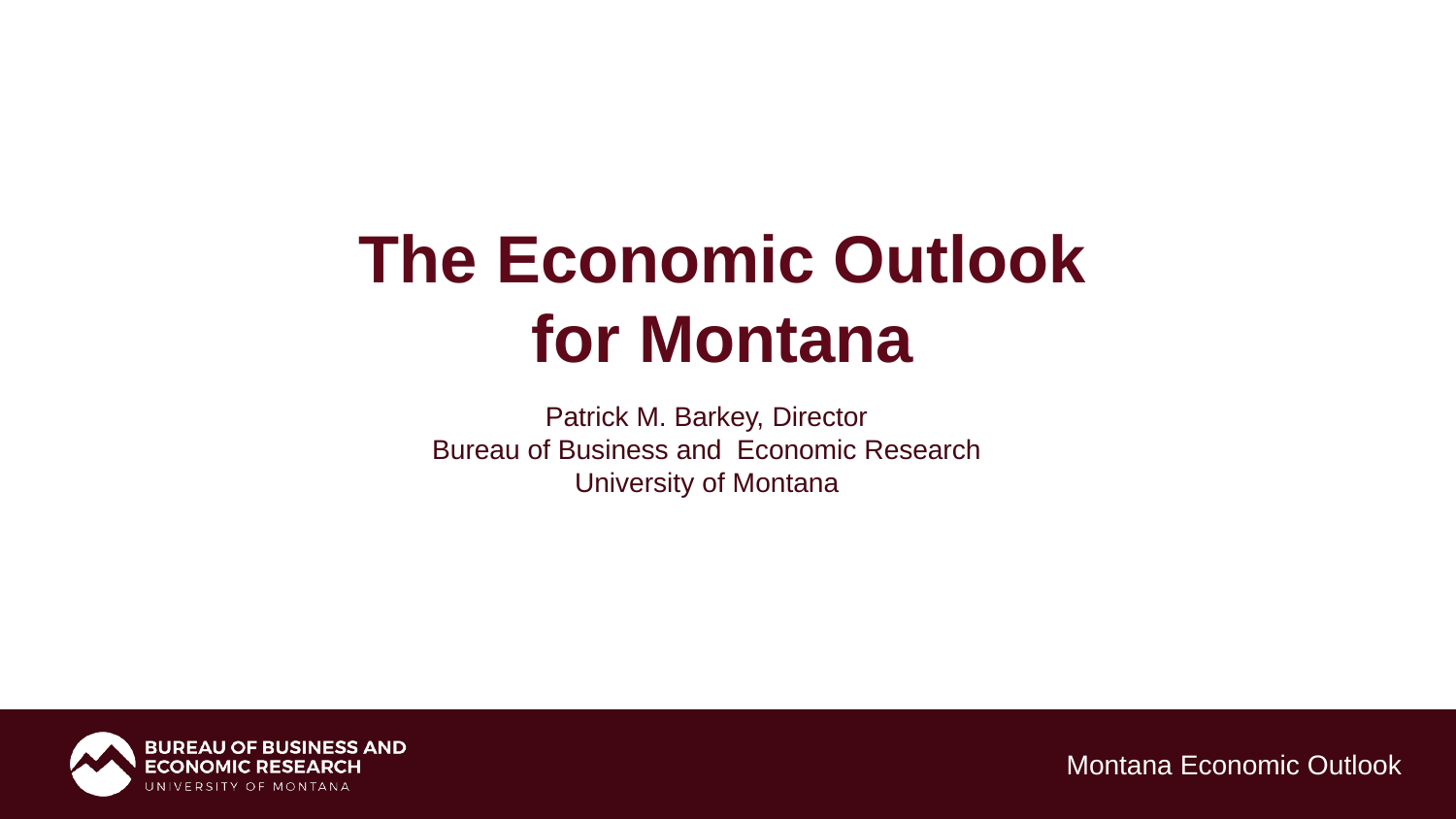# The Economic Outlook for Montana

Patrick M. Barkey, Director
Bureau of Business and Economic Research
University of Montana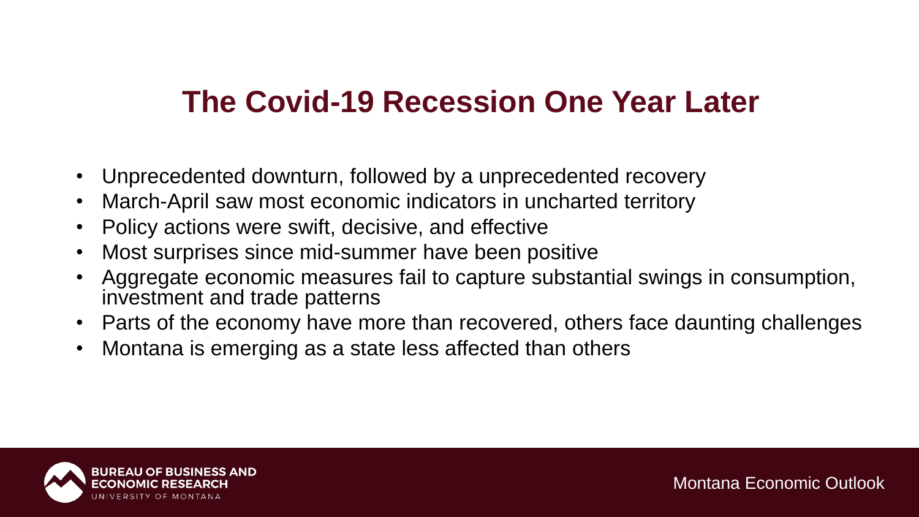# The Covid-19 Recession One Year Later

- Unprecedented downturn, followed by a unprecedented recovery
- March-April saw most economic indicators in uncharted territory
- Policy actions were swift, decisive, and effective
- Most surprises since mid-summer have been positive
- Aggregate economic measures fail to capture substantial swings in consumption, investment and trade patterns
- Parts of the economy have more than recovered, others face daunting challenges
- Montana is emerging as a state less affected than others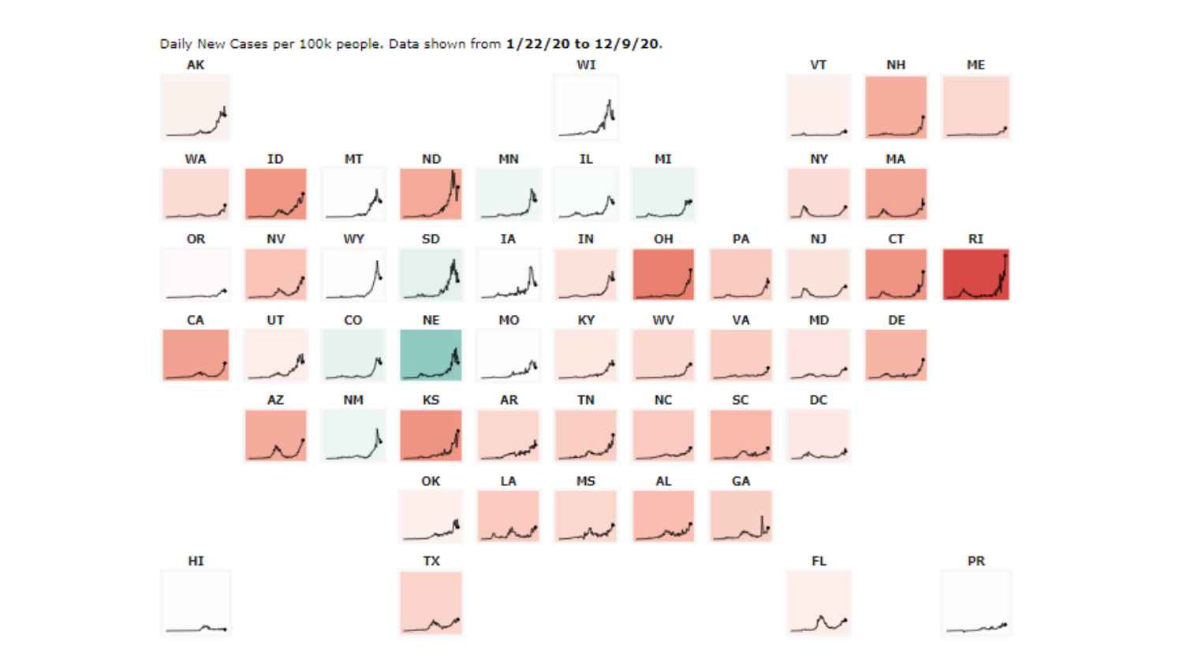Daily New Cases per 100k people. Data shown from **1/22/20 to 12/9/20**.

AK WI VT NH ME

WA ID MT ND MN IL MI NY MA

OR NV WY SD IA IN OH PA NJ CT RI

CA UT CO NE MO KY WV VA MD DE

AZ NM KS AR TN NC SC DC

OK LA MS AL GA

HI TX FL PR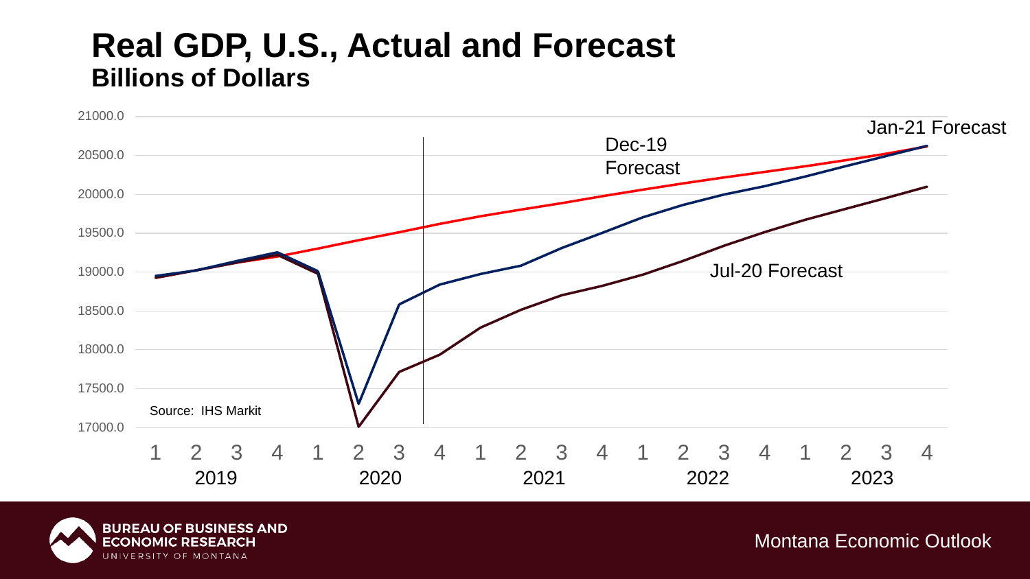# Real GDP, U.S., Actual and Forecast

## Billions of Dollars

Jan-21 Forecast

Dec-19 Forecast

Jul-20 Forecast

Source: IHS Markit

21000.0
20500.0
20000.0
19500.0
19000.0
18500.0
18000.0
17500.0
17000.0

1 2 3 4 | 1 2 3 4 | 1 2 3 4 | 1 2 3 4 | 1 2 3 4

2019 | 2020 | 2021 | 2022 | 2023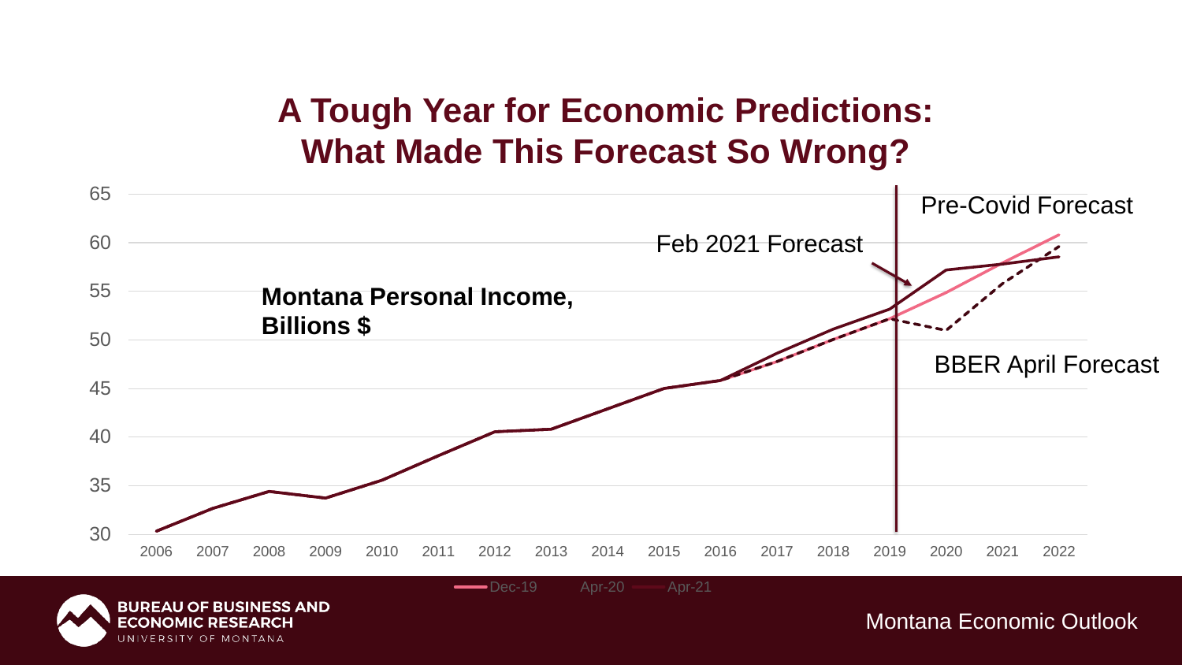# A Tough Year for Economic Predictions: What Made This Forecast So Wrong?

**Montana Personal Income, Billions $**

Feb 2021 Forecast

Pre-Covid Forecast

BBER April Forecast

65
60
55
50
45
40
35
30

2006 2007 2008 2009 2010 2011 2012 2013 2014 2015 2016 2017 2018 2019 2020 2021 2022

Dec-19 Apr-20 Apr-21

Montana Economic Outlook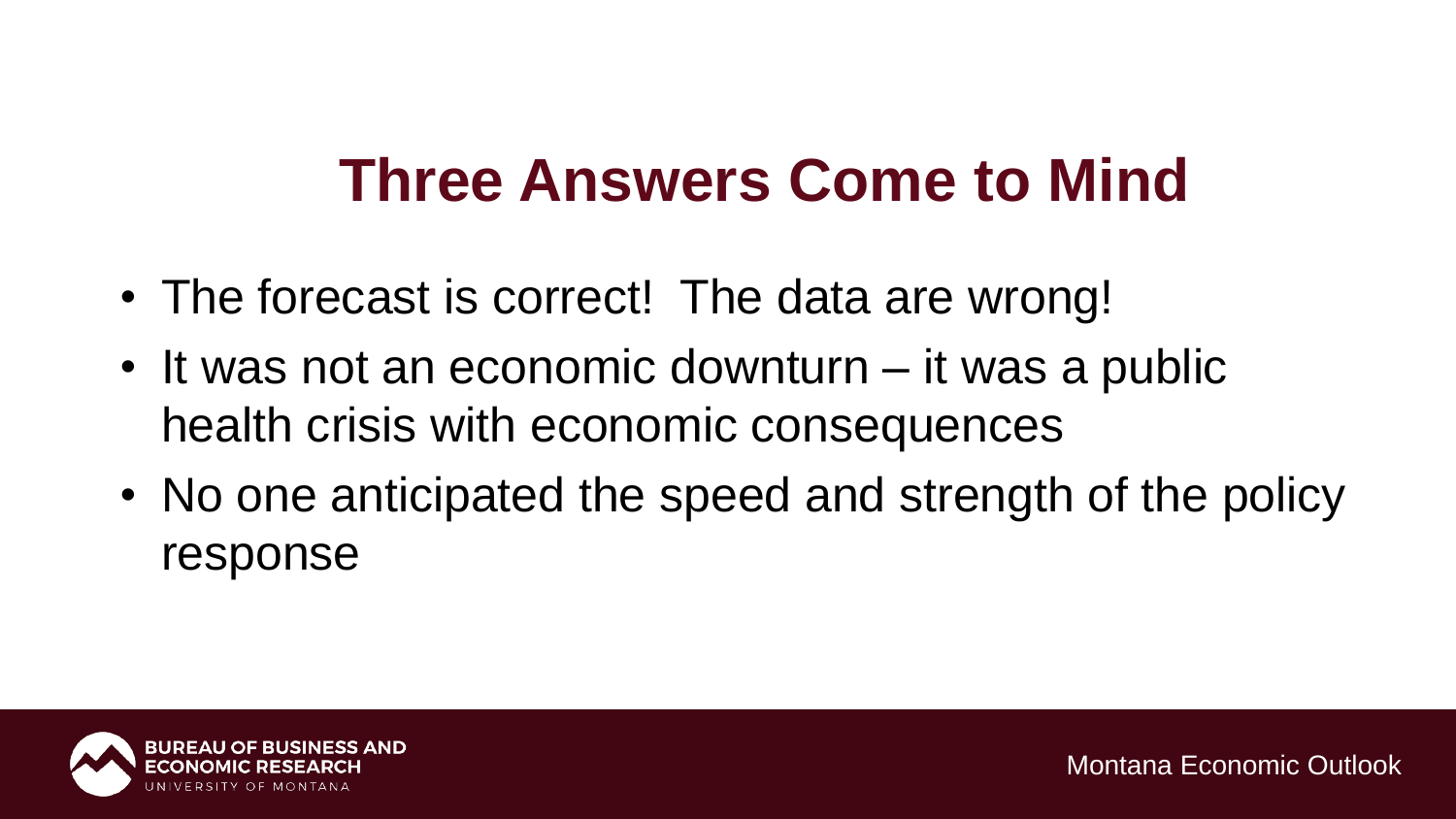# Three Answers Come to Mind

- The forecast is correct!  The data are wrong!
- It was not an economic downturn – it was a public health crisis with economic consequences
- No one anticipated the speed and strength of the policy response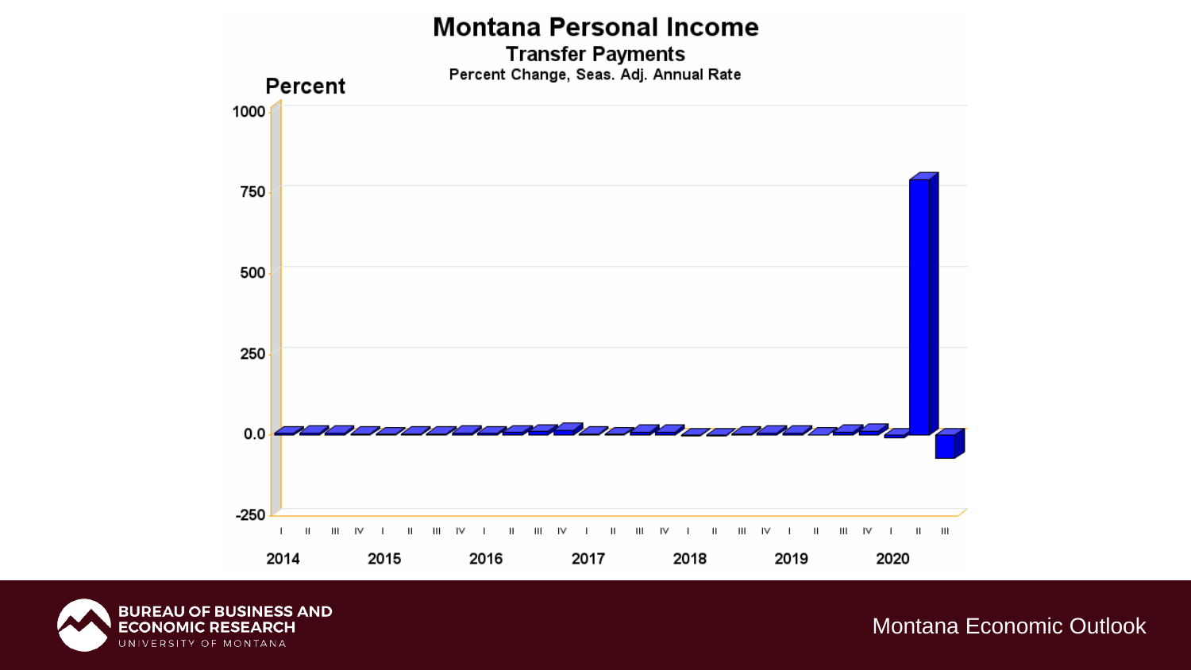# Montana Personal Income

## Transfer Payments

Percent Change, Seas. Adj. Annual Rate

Percent

1000

750

500

250

0.0

-250

I II III IV I II III IV I II III IV I II III IV I II III IV I II III IV I II III

2014 2015 2016 2017 2018 2019 2020

Montana Economic Outlook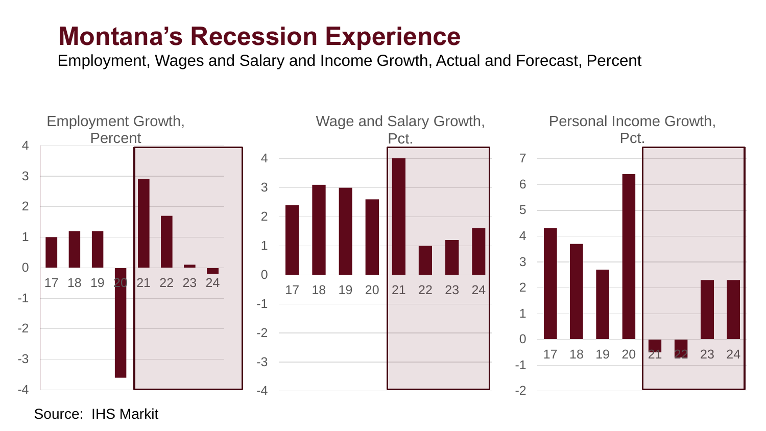# Montana's Recession Experience

Employment, Wages and Salary and Income Growth, Actual and Forecast, Percent

Employment Growth, Percent

Wage and Salary Growth, Pct.

Personal Income Growth, Pct.

Source: IHS Markit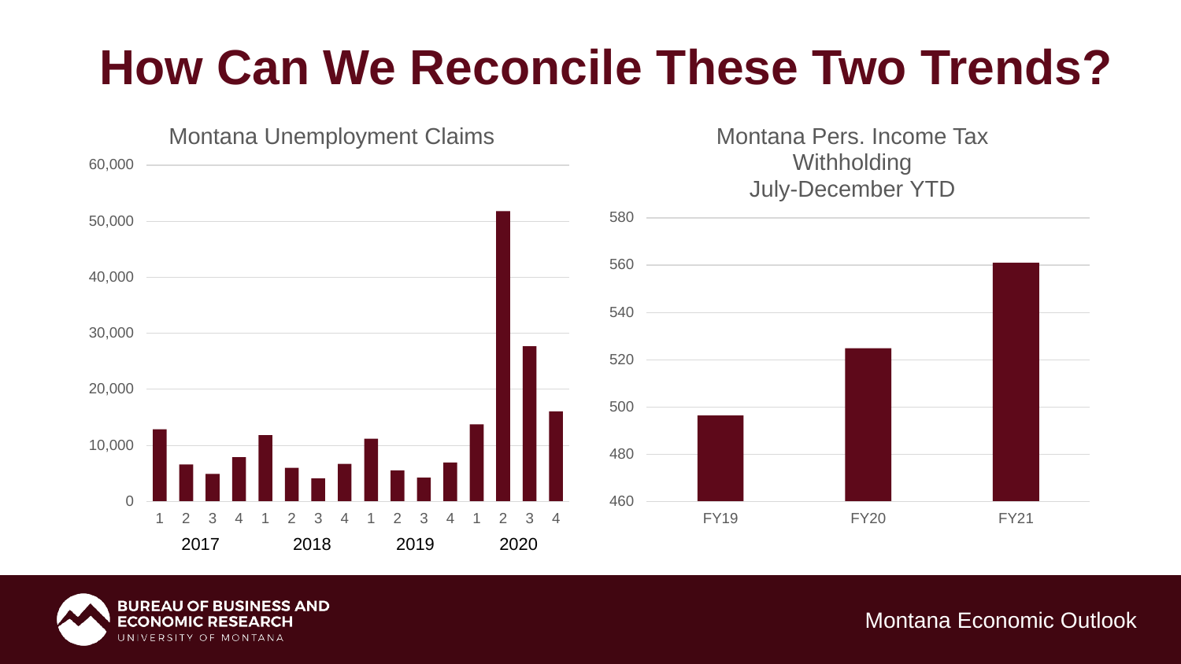# How Can We Reconcile These Two Trends?

Montana Unemployment Claims

Montana Pers. Income Tax Withholding July-December YTD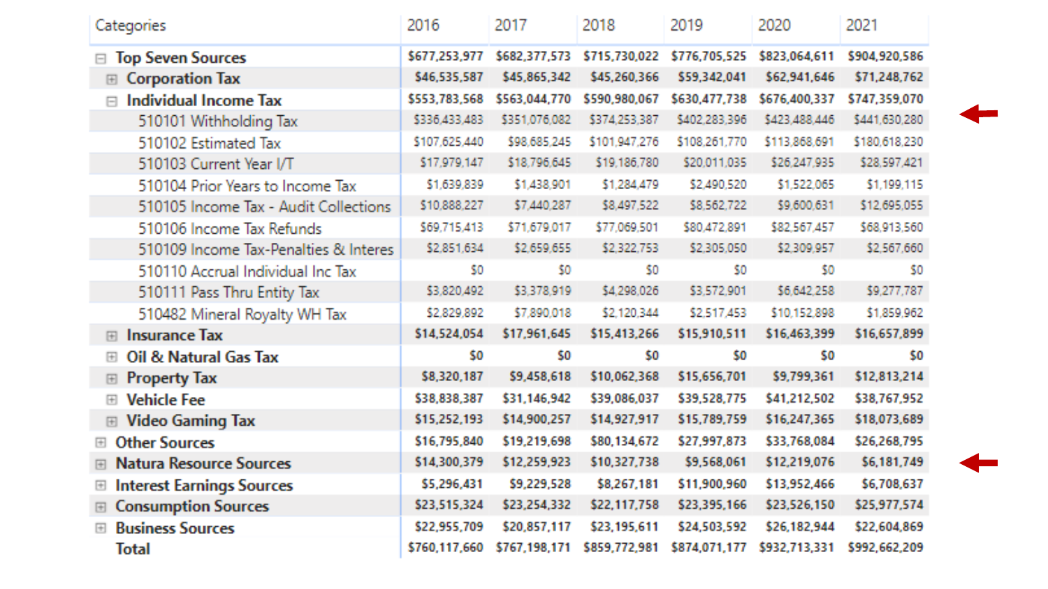| Categories | 2016 | 2017 | 2018 | 2019 | 2020 | 2021 |
|---|---|---|---|---|---|---|
| ⊟ **Top Seven Sources** | **$677,253,977** | **$682,377,573** | **$715,730,022** | **$776,705,525** | **$823,064,611** | **$904,920,586** |
| ⊞ **Corporation Tax** | **$46,535,587** | **$45,865,342** | **$45,260,366** | **$59,342,041** | **$62,941,646** | **$71,248,762** |
| ⊟ **Individual Income Tax** | **$553,783,568** | **$563,044,770** | **$590,980,067** | **$630,477,738** | **$676,400,337** | **$747,359,070** |
| 510101 Withholding Tax | $336,433,483 | $351,076,082 | $374,253,387 | $402,283,396 | $423,488,446 | $441,630,280 |
| 510102 Estimated Tax | $107,625,440 | $98,685,245 | $101,947,276 | $108,261,770 | $113,868,691 | $180,618,230 |
| 510103 Current Year I/T | $17,979,147 | $18,796,645 | $19,186,780 | $20,011,035 | $26,247,935 | $28,597,421 |
| 510104 Prior Years to Income Tax | $1,639,839 | $1,438,901 | $1,284,479 | $2,490,520 | $1,522,065 | $1,199,115 |
| 510105 Income Tax - Audit Collections | $10,888,227 | $7,440,287 | $8,497,522 | $8,562,722 | $9,600,631 | $12,695,055 |
| 510106 Income Tax Refunds | $69,715,413 | $71,679,017 | $77,069,501 | $80,472,891 | $82,567,457 | $68,913,560 |
| 510109 Income Tax-Penalties & Interes | $2,851,634 | $2,659,655 | $2,322,753 | $2,305,050 | $2,309,957 | $2,567,660 |
| 510110 Accrual Individual Inc Tax | $0 | $0 | $0 | $0 | $0 | $0 |
| 510111 Pass Thru Entity Tax | $3,820,492 | $3,378,919 | $4,298,026 | $3,572,901 | $6,642,258 | $9,277,787 |
| 510482 Mineral Royalty WH Tax | $2,829,892 | $7,890,018 | $2,120,344 | $2,517,453 | $10,152,898 | $1,859,962 |
| ⊞ **Insurance Tax** | **$14,524,054** | **$17,961,645** | **$15,413,266** | **$15,910,511** | **$16,463,399** | **$16,657,899** |
| ⊞ **Oil & Natural Gas Tax** | **$0** | **$0** | **$0** | **$0** | **$0** | **$0** |
| ⊞ **Property Tax** | **$8,320,187** | **$9,458,618** | **$10,062,368** | **$15,656,701** | **$9,799,361** | **$12,813,214** |
| ⊞ **Vehicle Fee** | **$38,838,387** | **$31,146,942** | **$39,086,037** | **$39,528,775** | **$41,212,502** | **$38,767,952** |
| ⊞ **Video Gaming Tax** | **$15,252,193** | **$14,900,257** | **$14,927,917** | **$15,789,759** | **$16,247,365** | **$18,073,689** |
| ⊞ **Other Sources** | **$16,795,840** | **$19,219,698** | **$80,134,672** | **$27,997,873** | **$33,768,084** | **$26,268,795** |
| ⊞ **Natura Resource Sources** | **$14,300,379** | **$12,259,923** | **$10,327,738** | **$9,568,061** | **$12,219,076** | **$6,181,749** |
| ⊞ **Interest Earnings Sources** | **$5,296,431** | **$9,229,528** | **$8,267,181** | **$11,900,960** | **$13,952,466** | **$6,708,637** |
| ⊞ **Consumption Sources** | **$23,515,324** | **$23,254,332** | **$22,117,758** | **$23,395,166** | **$23,526,150** | **$25,977,574** |
| ⊞ **Business Sources** | **$22,955,709** | **$20,857,117** | **$23,195,611** | **$24,503,592** | **$26,182,944** | **$22,604,869** |
| **Total** | **$760,117,660** | **$767,198,171** | **$859,772,981** | **$874,071,177** | **$932,713,331** | **$992,662,209** |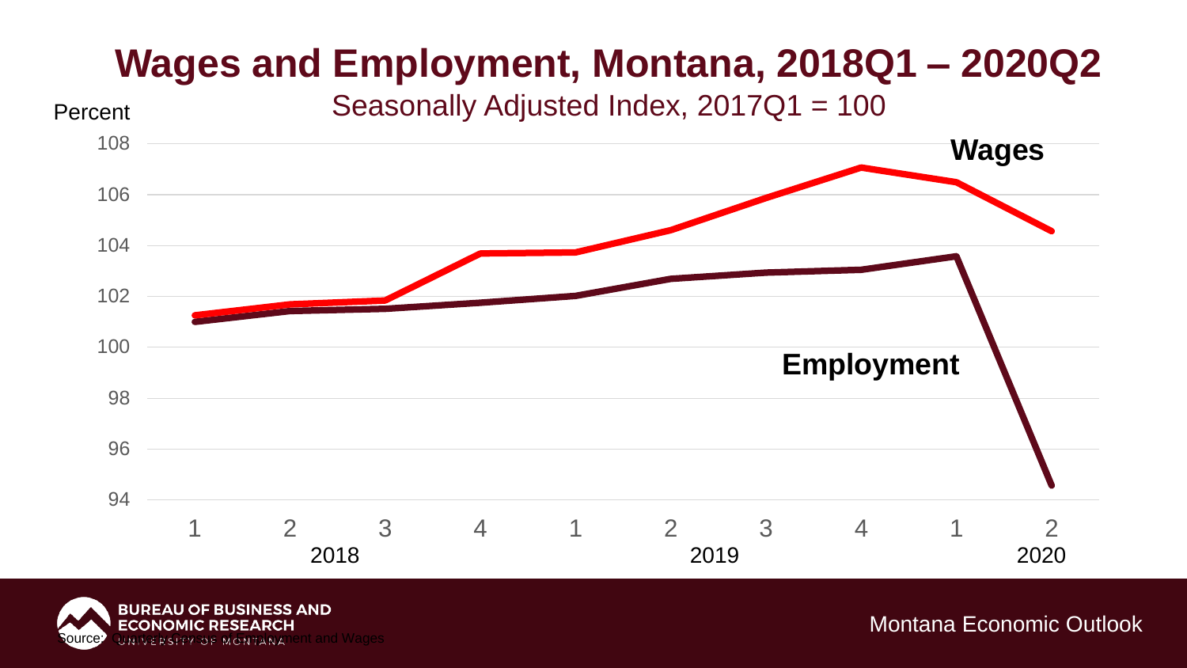# Wages and Employment, Montana, 2018Q1 – 2020Q2

Seasonally Adjusted Index, 2017Q1 = 100

Source: Quarterly Census of Employment and Wages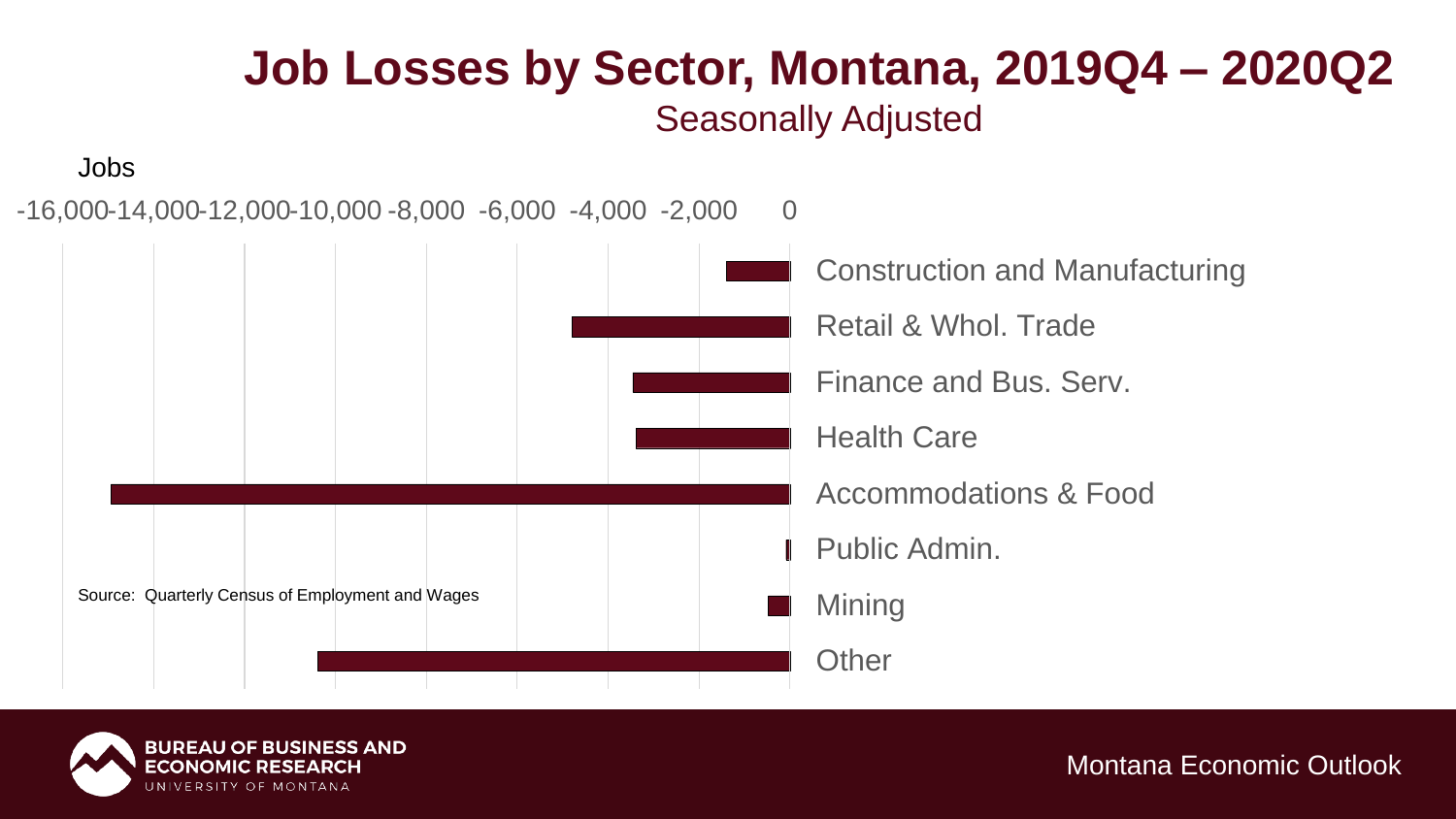# Job Losses by Sector, Montana, 2019Q4 – 2020Q2

Seasonally Adjusted

Jobs

-16,000 -14,000 -12,000 -10,000 -8,000 -6,000 -4,000 -2,000 0

- Construction and Manufacturing
- Retail & Whol. Trade
- Finance and Bus. Serv.
- Health Care
- Accommodations & Food
- Public Admin.
- Mining
- Other

Source: Quarterly Census of Employment and Wages

BUREAU OF BUSINESS AND ECONOMIC RESEARCH
UNIVERSITY OF MONTANA

Montana Economic Outlook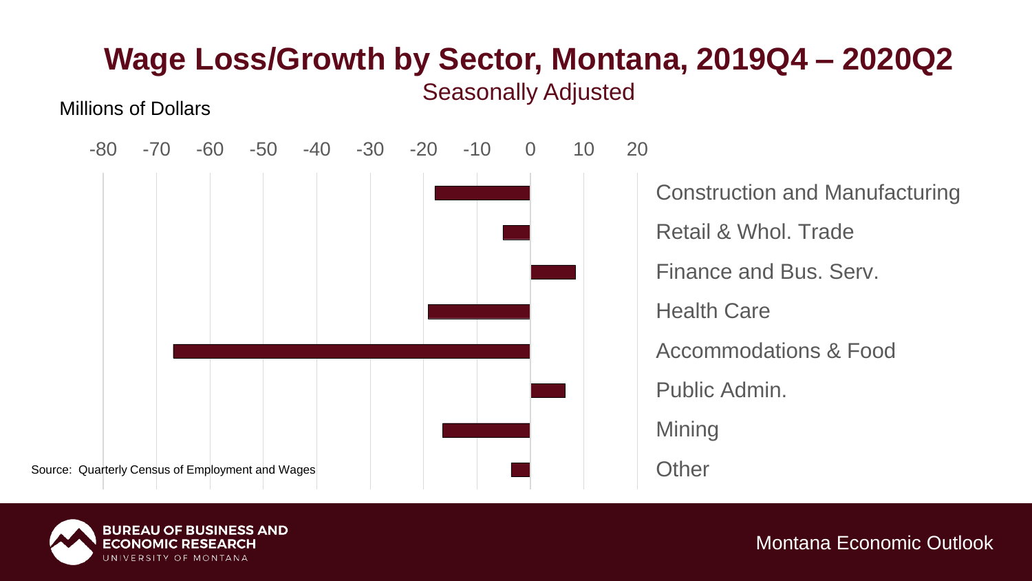# Wage Loss/Growth by Sector, Montana, 2019Q4 – 2020Q2

Seasonally Adjusted

Millions of Dollars

-80 -70 -60 -50 -40 -30 -20 -10 0 10 20

Construction and Manufacturing

Retail & Whol. Trade

Finance and Bus. Serv.

Health Care

Accommodations & Food

Public Admin.

Mining

Other

Source: Quarterly Census of Employment and Wages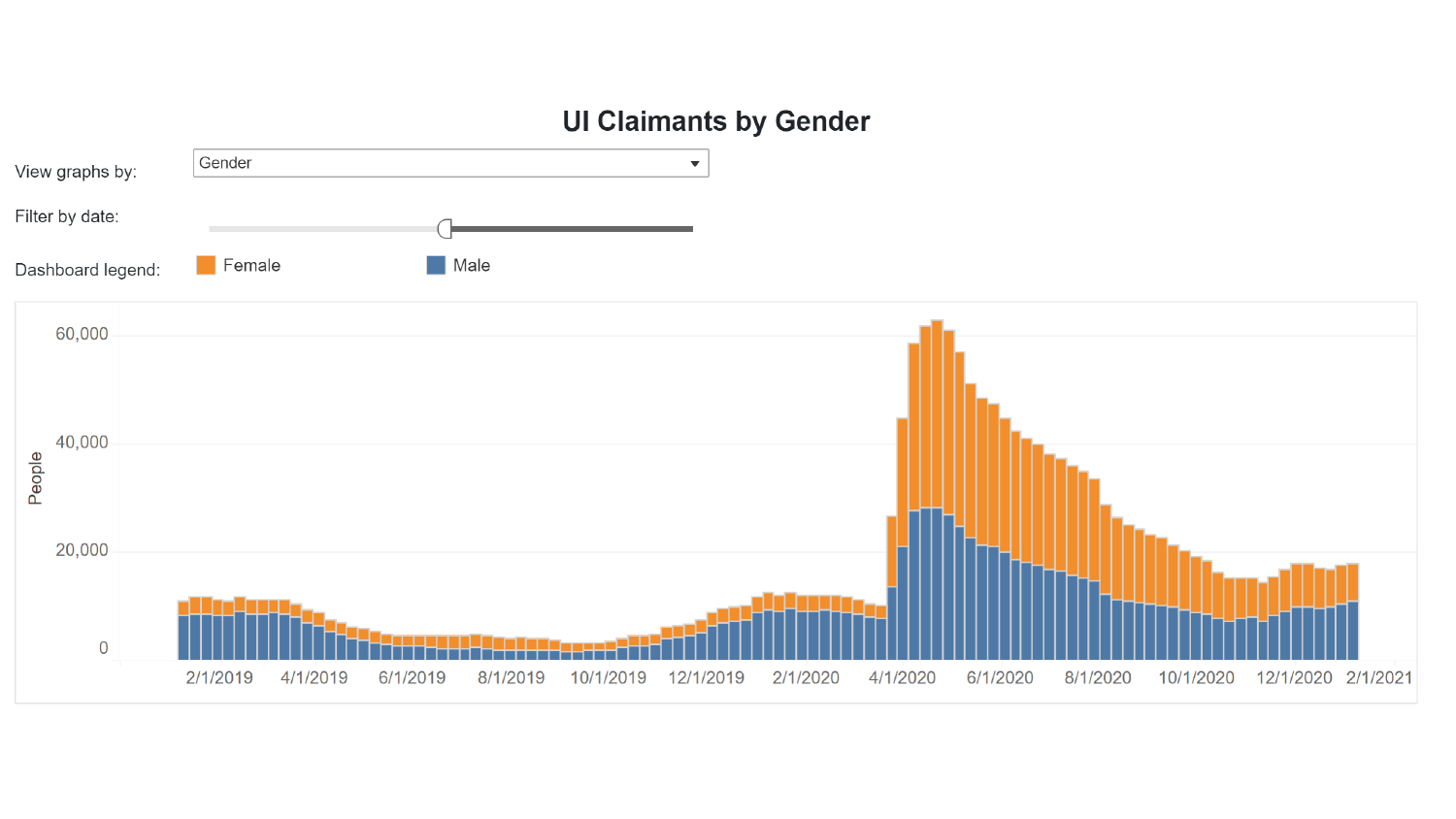# UI Claimants by Gender

View graphs by: Gender

Filter by date:

Dashboard legend: Female Male

People

60,000

40,000

20,000

0

2/1/2019 4/1/2019 6/1/2019 8/1/2019 10/1/2019 12/1/2019 2/1/2020 4/1/2020 6/1/2020 8/1/2020 10/1/2020 12/1/2020 2/1/2021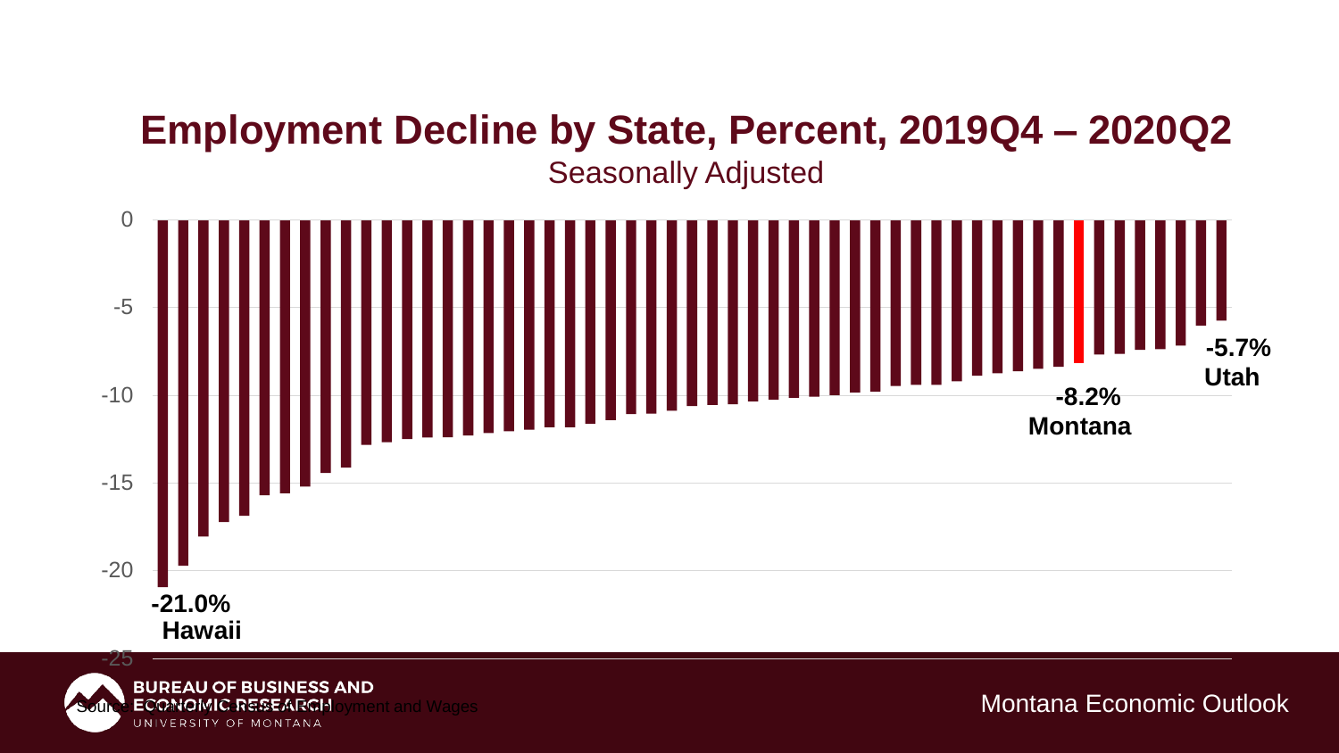# Employment Decline by State, Percent, 2019Q4 – 2020Q2

Seasonally Adjusted

0
-5
-10
-15
-20
-25

**-21.0%**
**Hawaii**

**-8.2%**
**Montana**

**-5.7%**
**Utah**

Source: Quarterly Census of Employment and Wages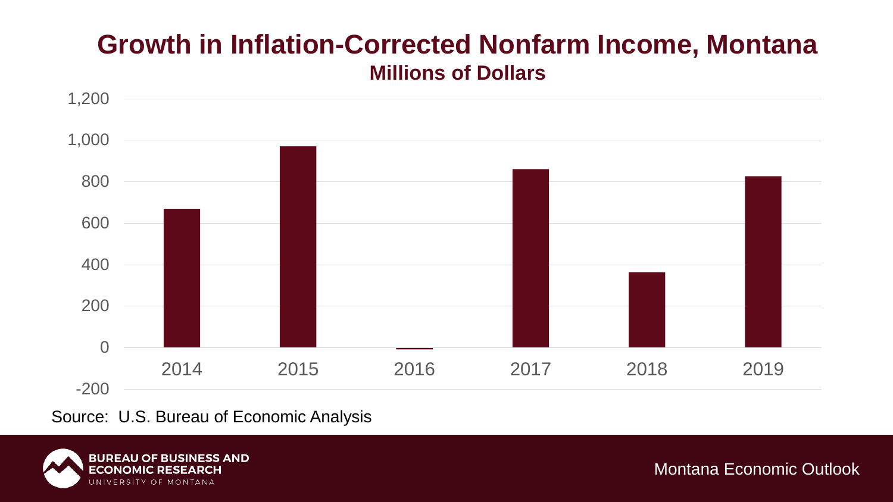# Growth in Inflation-Corrected Nonfarm Income, Montana

**Millions of Dollars**

| Year | Value |
|---|---|
| 2014 | ~670 |
| 2015 | ~970 |
| 2016 | ~-5 |
| 2017 | ~860 |
| 2018 | ~365 |
| 2019 | ~825 |

Source: U.S. Bureau of Economic Analysis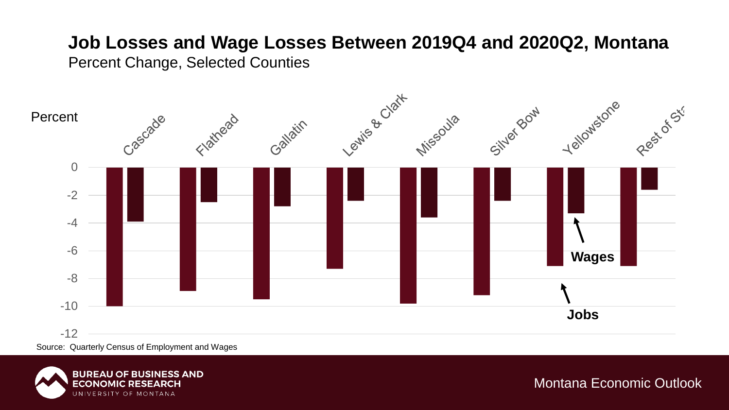# Job Losses and Wage Losses Between 2019Q4 and 2020Q2, Montana

Percent Change, Selected Counties

| County | Jobs | Wages |
| --- | --- | --- |
| Cascade | -10.0 | -3.9 |
| Flathead | -8.9 | -2.5 |
| Gallatin | -9.5 | -2.8 |
| Lewis & Clark | -7.3 | -2.4 |
| Missoula | -9.8 | -3.6 |
| Silver Bow | -9.2 | -2.4 |
| Yellowstone | -7.1 | -3.3 |
| Rest of State | -7.1 | -1.6 |

Source: Quarterly Census of Employment and Wages

BUREAU OF BUSINESS AND ECONOMIC RESEARCH
UNIVERSITY OF MONTANA

Montana Economic Outlook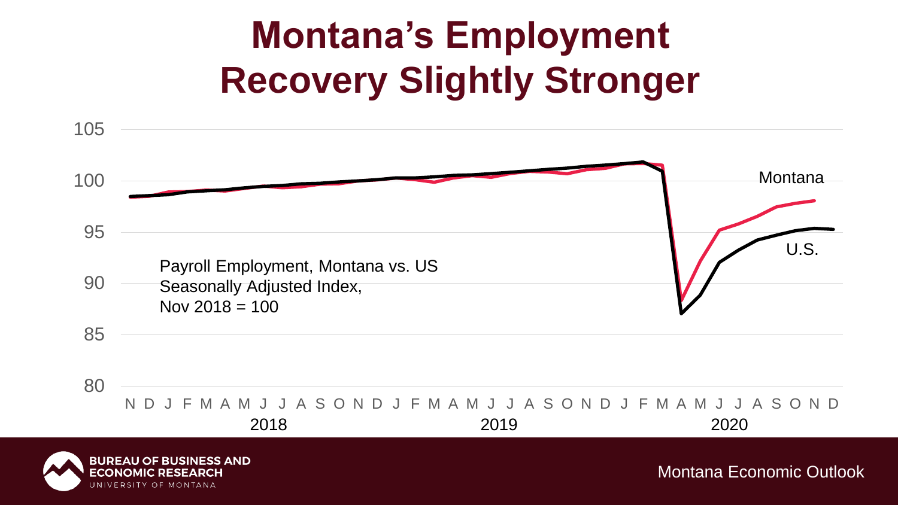# Montana's Employment Recovery Slightly Stronger

Payroll Employment, Montana vs. US
Seasonally Adjusted Index,
Nov 2018 = 100

Montana

U.S.

105
100
95
90
85
80

N D J F M A M J J A S O N D J F M A M J J A S O N D J F M A M J J A S O N D

2018 2019 2020

BUREAU OF BUSINESS AND ECONOMIC RESEARCH
UNIVERSITY OF MONTANA

Montana Economic Outlook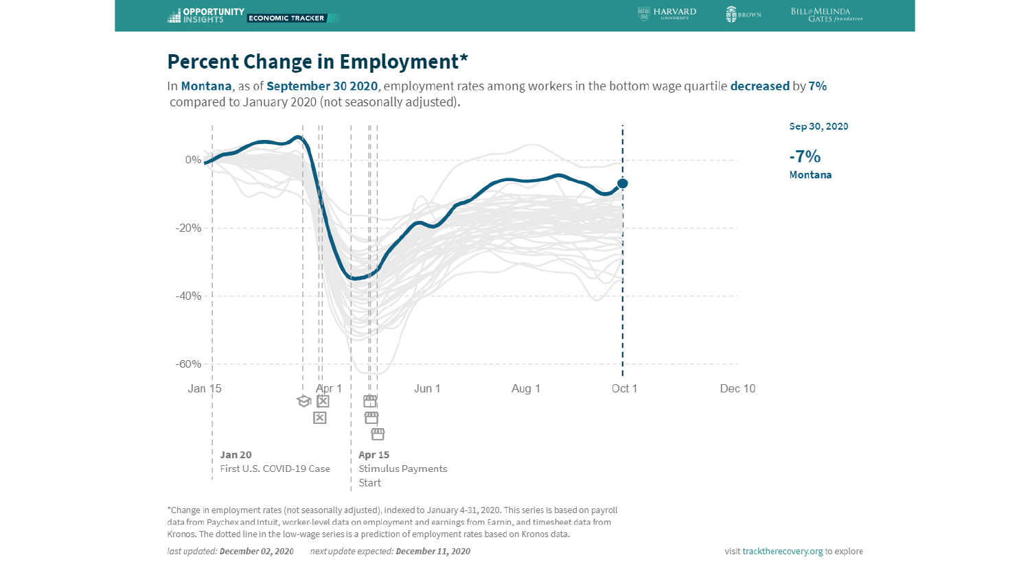# Percent Change in Employment*

In **Montana**, as of **September 30 2020**, employment rates among workers in the bottom wage quartile **decreased** by **7%** compared to January 2020 (not seasonally adjusted).

**Sep 30, 2020**

**-7%**

**Montana**

0%
-20%
-40%
-60%

Jan 15 Apr 1 Jun 1 Aug 1 Oct 1 Dec 10

**Jan 20**
First U.S. COVID-19 Case

**Apr 15**
Stimulus Payments Start

*Change in employment rates (not seasonally adjusted), indexed to January 4-31, 2020. This series is based on payroll data from Paychex and Intuit, worker-level data on employment and earnings from Earnin, and timesheet data from Kronos. The dotted line in the low-wage series is a prediction of employment rates based on Kronos data.

*last updated:* ***December 02, 2020*** *next update expected:* ***December 11, 2020***

visit tracktherecovery.org to explore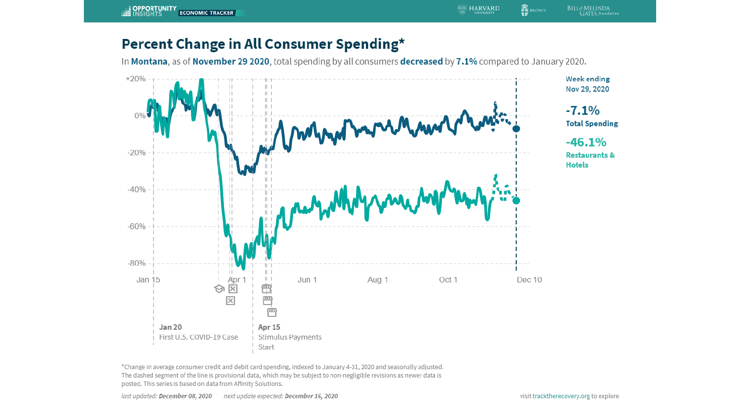OPPORTUNITY INSIGHTS ECONOMIC TRACKER

# Percent Change in All Consumer Spending*

In **Montana**, as of **November 29 2020**, total spending by all consumers **decreased** by **7.1%** compared to January 2020.

+20%
0%
-20%
-40%
-60%
-80%

Jan 15 | Apr 1 | Jun 1 | Aug 1 | Oct 1 | Dec 10

Week ending Nov 29, 2020

**-7.1%**
**Total Spending**

**-46.1%**
**Restaurants & Hotels**

**Jan 20**
First U.S. COVID-19 Case

**Apr 15**
Stimulus Payments Start

*Change in average consumer credit and debit card spending, indexed to January 4-31, 2020 and seasonally adjusted. The dashed segment of the line is provisional data, which may be subject to non-negligible revisions as newer data is posted. This series is based on data from Affinity Solutions.

*last updated:* ***December 08, 2020*** *next update expected:* ***December 16, 2020***

visit tracktherecovery.org to explore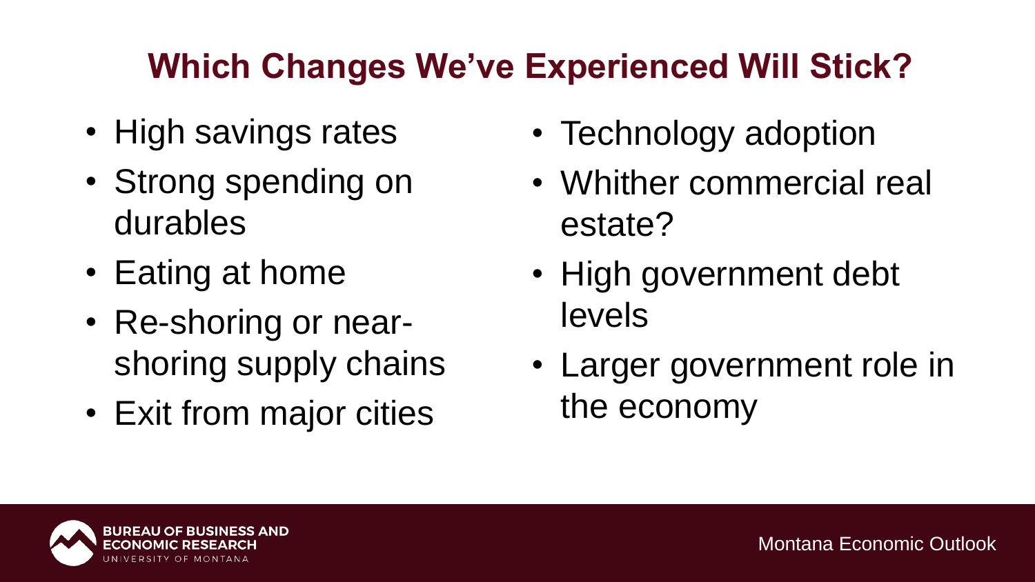# Which Changes We've Experienced Will Stick?

- High savings rates
- Strong spending on durables
- Eating at home
- Re-shoring or near-shoring supply chains
- Exit from major cities
- Technology adoption
- Whither commercial real estate?
- High government debt levels
- Larger government role in the economy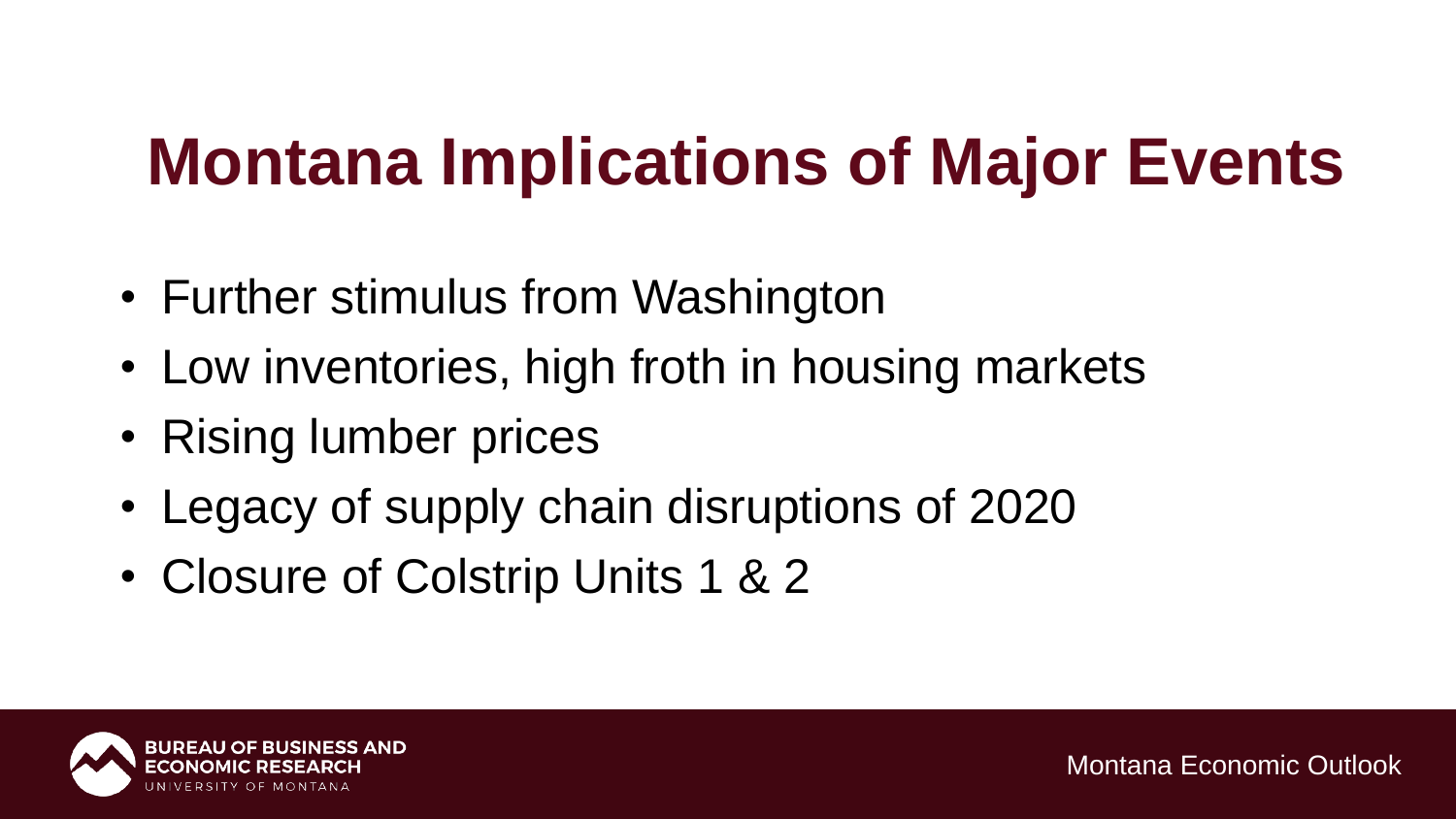# Montana Implications of Major Events

- Further stimulus from Washington
- Low inventories, high froth in housing markets
- Rising lumber prices
- Legacy of supply chain disruptions of 2020
- Closure of Colstrip Units 1 & 2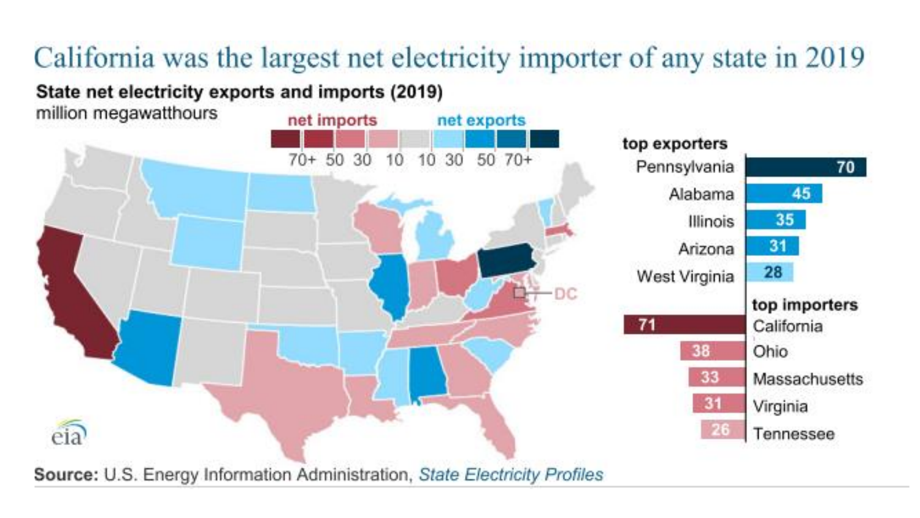# California was the largest net electricity importer of any state in 2019

**State net electricity exports and imports (2019)**

million megawatthours

net imports: 70+ | 50 | 30 | 10 — net exports: 10 | 30 | 50 | 70+

DC

**top exporters**

| State | Net exports |
|---|---|
| Pennsylvania | 70 |
| Alabama | 45 |
| Illinois | 35 |
| Arizona | 31 |
| West Virginia | 28 |

**top importers**

| State | Net imports |
|---|---|
| California | 71 |
| Ohio | 38 |
| Massachusetts | 33 |
| Virginia | 31 |
| Tennessee | 26 |

eia

**Source:** U.S. Energy Information Administration, *State Electricity Profiles*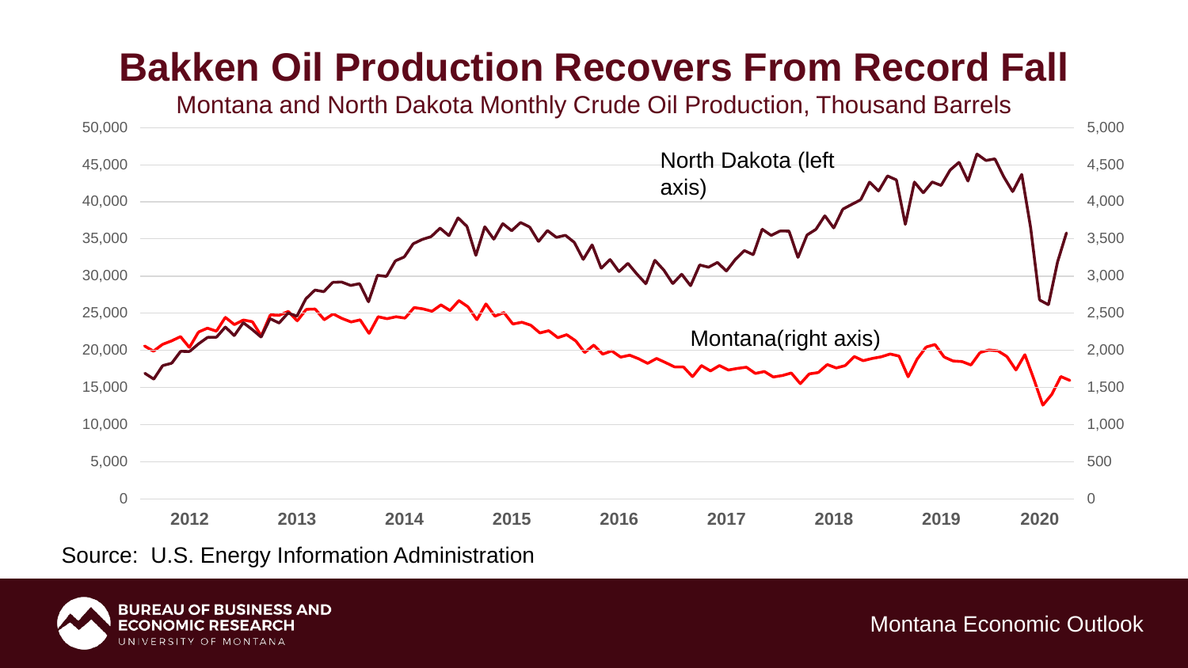# Bakken Oil Production Recovers From Record Fall

Montana and North Dakota Monthly Crude Oil Production, Thousand Barrels

Source: U.S. Energy Information Administration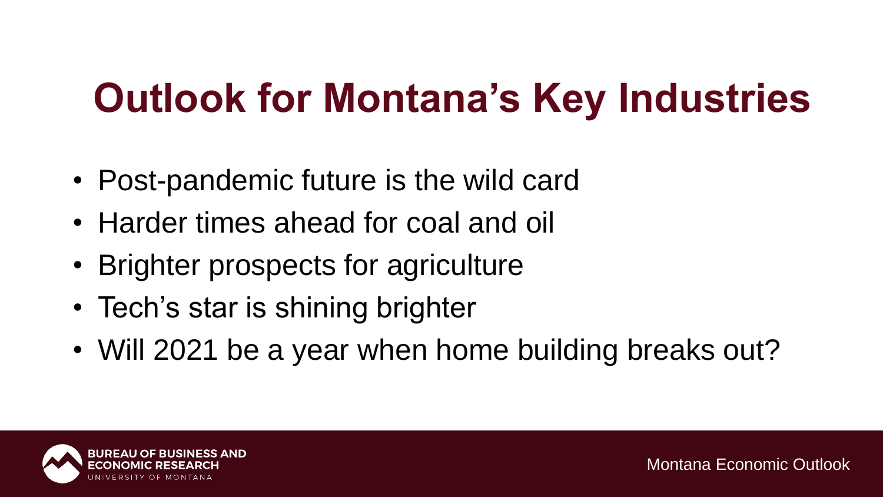# Outlook for Montana's Key Industries

- Post-pandemic future is the wild card
- Harder times ahead for coal and oil
- Brighter prospects for agriculture
- Tech's star is shining brighter
- Will 2021 be a year when home building breaks out?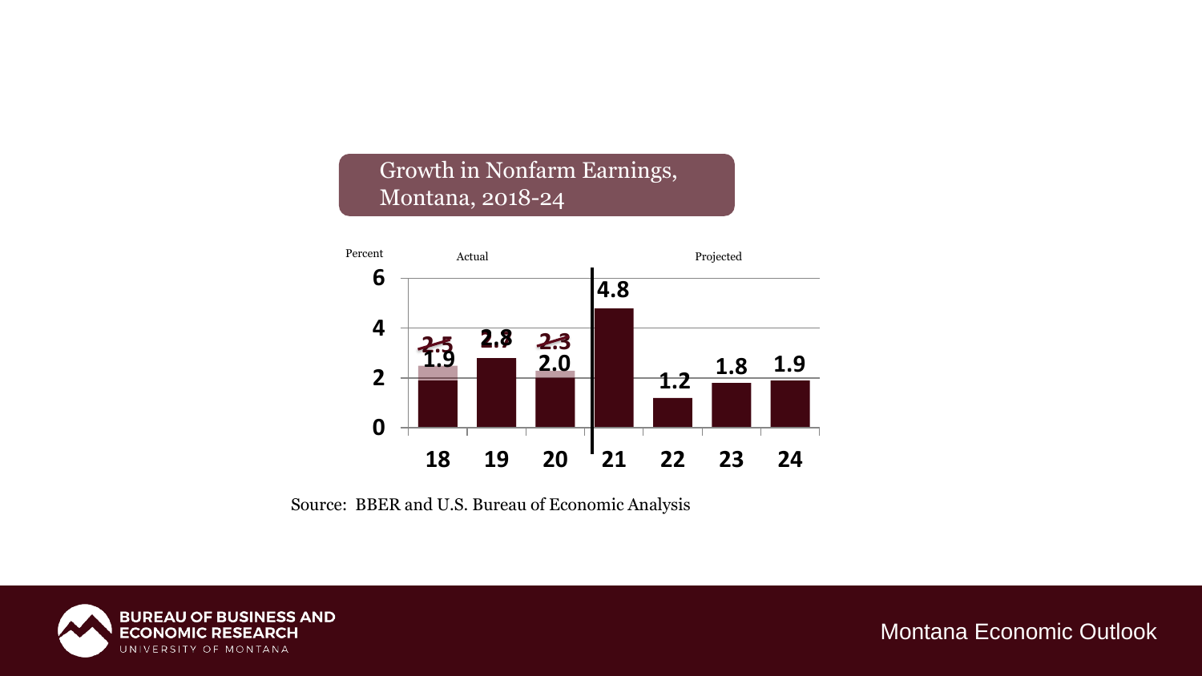## Growth in Nonfarm Earnings, Montana, 2018-24

Percent

Actual

Projected

6

4

2

0

~~2.5~~ 1.9

2.8

~~2.3~~ 2.0

4.8

1.2

1.8

1.9

18 19 20 21 22 23 24

Source: BBER and U.S. Bureau of Economic Analysis

BUREAU OF BUSINESS AND ECONOMIC RESEARCH
UNIVERSITY OF MONTANA

Montana Economic Outlook